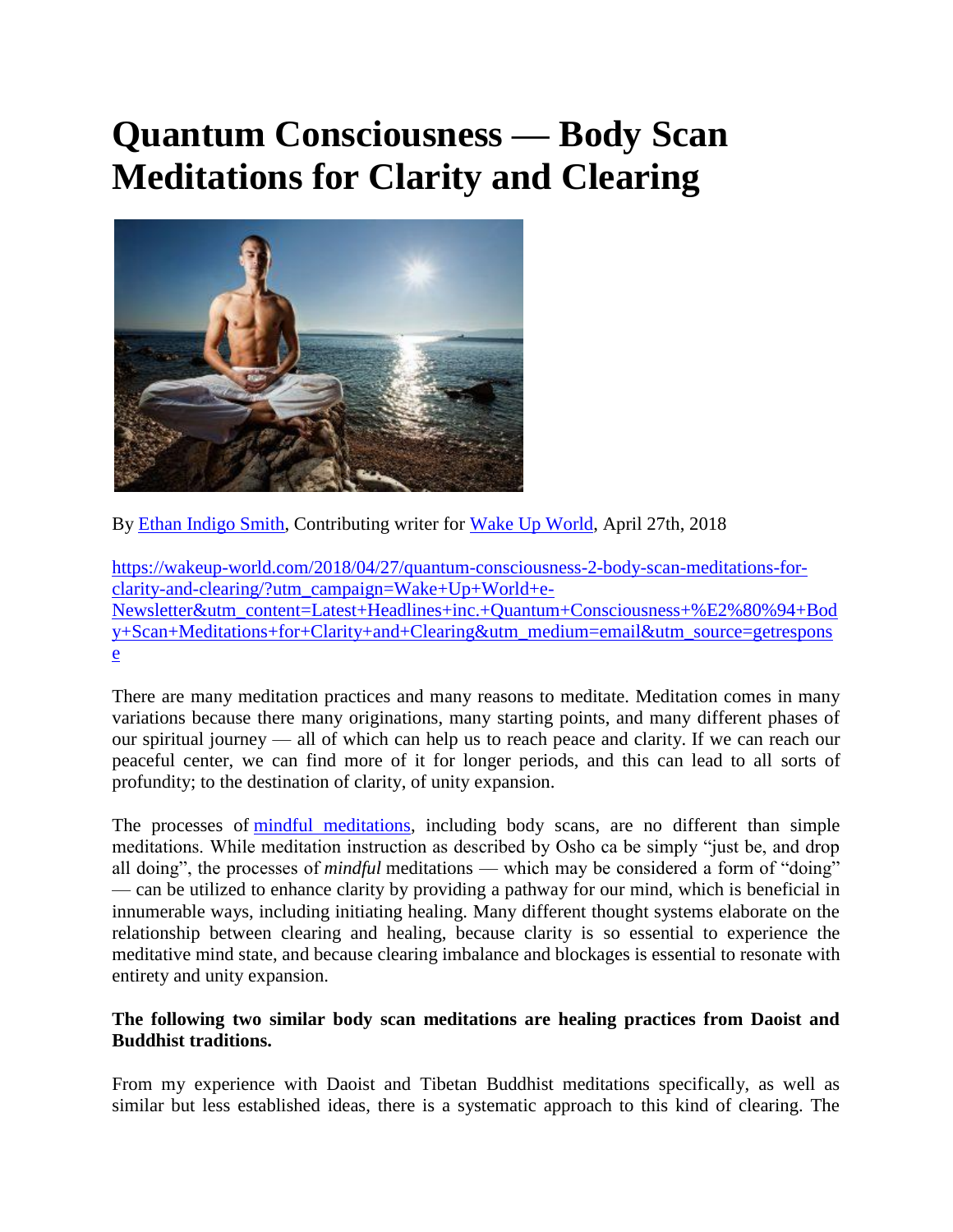# Quantum Consciousness — Body Scan Meditations for Clarity and Clearing

By [Ethan Indigo Smith](), Contributing writer for [Wake Up World](), April 27th, 2018

[https://wakeup-world.com/2018/04/27/quantum-consciousness-2-body-scan-meditations-for-clarity-and-clearing/?utm_campaign=Wake+Up+World+e-Newsletter&utm_content=Latest+Headlines+inc.+Quantum+Consciousness+%E2%80%94+Body+Scan+Meditations+for+Clarity+and+Clearing&utm_medium=email&utm_source=getresponse](https://wakeup-world.com/2018/04/27/quantum-consciousness-2-body-scan-meditations-for-clarity-and-clearing/?utm_campaign=Wake+Up+World+e-Newsletter&utm_content=Latest+Headlines+inc.+Quantum+Consciousness+%E2%80%94+Body+Scan+Meditations+for+Clarity+and+Clearing&utm_medium=email&utm_source=getresponse)

There are many meditation practices and many reasons to meditate. Meditation comes in many variations because there many originations, many starting points, and many different phases of our spiritual journey — all of which can help us to reach peace and clarity. If we can reach our peaceful center, we can find more of it for longer periods, and this can lead to all sorts of profundity; to the destination of clarity, of unity expansion.

The processes of [mindful meditations](), including body scans, are no different than simple meditations. While meditation instruction as described by Osho ca be simply "just be, and drop all doing", the processes of *mindful* meditations — which may be considered a form of "doing" — can be utilized to enhance clarity by providing a pathway for our mind, which is beneficial in innumerable ways, including initiating healing. Many different thought systems elaborate on the relationship between clearing and healing, because clarity is so essential to experience the meditative mind state, and because clearing imbalance and blockages is essential to resonate with entirety and unity expansion.

**The following two similar body scan meditations are healing practices from Daoist and Buddhist traditions.**

From my experience with Daoist and Tibetan Buddhist meditations specifically, as well as similar but less established ideas, there is a systematic approach to this kind of clearing. The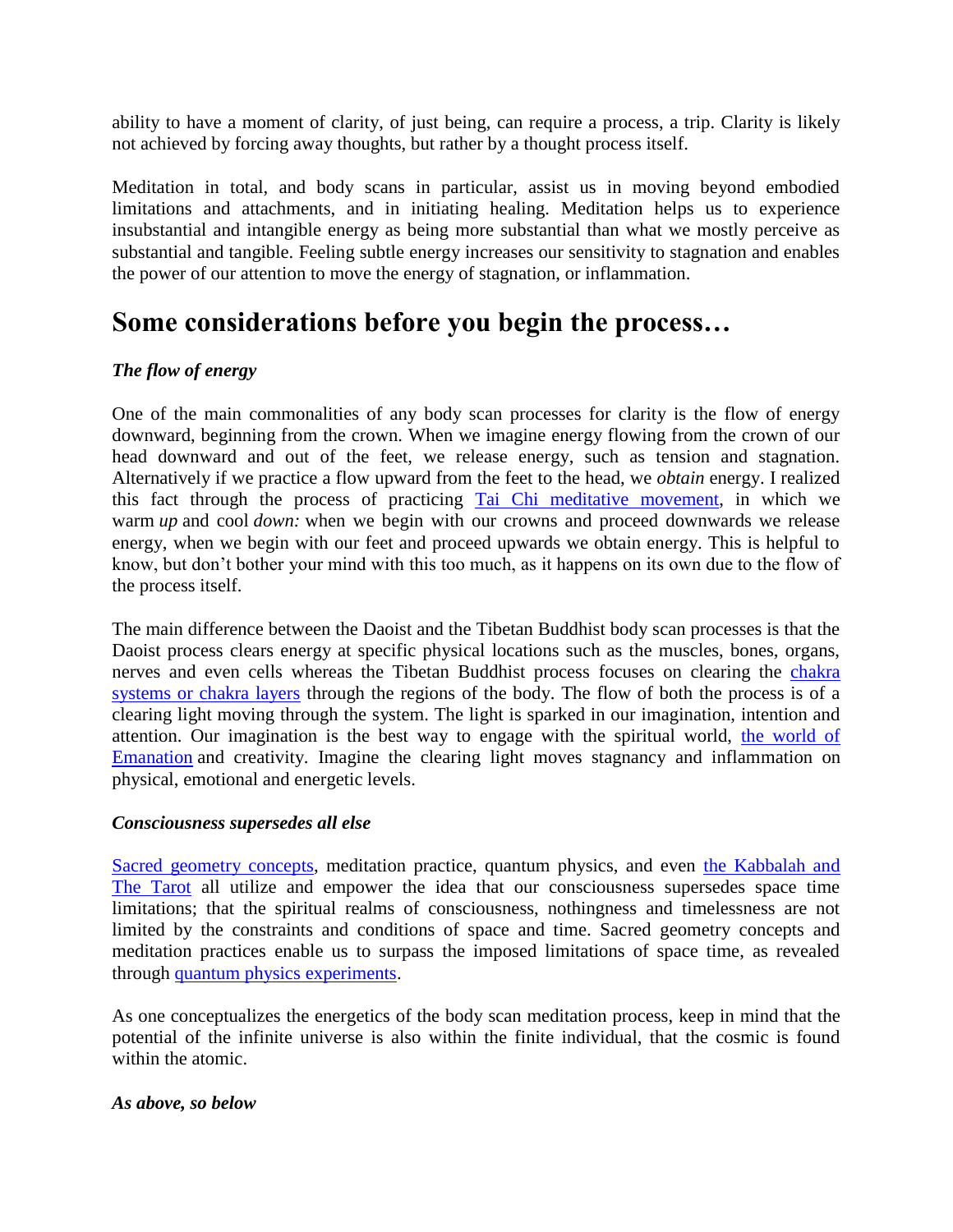ability to have a moment of clarity, of just being, can require a process, a trip. Clarity is likely not achieved by forcing away thoughts, but rather by a thought process itself.

Meditation in total, and body scans in particular, assist us in moving beyond embodied limitations and attachments, and in initiating healing. Meditation helps us to experience insubstantial and intangible energy as being more substantial than what we mostly perceive as substantial and tangible. Feeling subtle energy increases our sensitivity to stagnation and enables the power of our attention to move the energy of stagnation, or inflammation.

# Some considerations before you begin the process…

***The flow of energy***

One of the main commonalities of any body scan processes for clarity is the flow of energy downward, beginning from the crown. When we imagine energy flowing from the crown of our head downward and out of the feet, we release energy, such as tension and stagnation. Alternatively if we practice a flow upward from the feet to the head, we *obtain* energy. I realized this fact through the process of practicing [Tai Chi meditative movement](), in which we warm *up* and cool *down:* when we begin with our crowns and proceed downwards we release energy, when we begin with our feet and proceed upwards we obtain energy. This is helpful to know, but don't bother your mind with this too much, as it happens on its own due to the flow of the process itself.

The main difference between the Daoist and the Tibetan Buddhist body scan processes is that the Daoist process clears energy at specific physical locations such as the muscles, bones, organs, nerves and even cells whereas the Tibetan Buddhist process focuses on clearing the [chakra systems or chakra layers]() through the regions of the body. The flow of both the process is of a clearing light moving through the system. The light is sparked in our imagination, intention and attention. Our imagination is the best way to engage with the spiritual world, [the world of Emanation]() and creativity. Imagine the clearing light moves stagnancy and inflammation on physical, emotional and energetic levels.

***Consciousness supersedes all else***

[Sacred geometry concepts](), meditation practice, quantum physics, and even [the Kabbalah and The Tarot]() all utilize and empower the idea that our consciousness supersedes space time limitations; that the spiritual realms of consciousness, nothingness and timelessness are not limited by the constraints and conditions of space and time. Sacred geometry concepts and meditation practices enable us to surpass the imposed limitations of space time, as revealed through [quantum physics experiments]().

As one conceptualizes the energetics of the body scan meditation process, keep in mind that the potential of the infinite universe is also within the finite individual, that the cosmic is found within the atomic.

***As above, so below***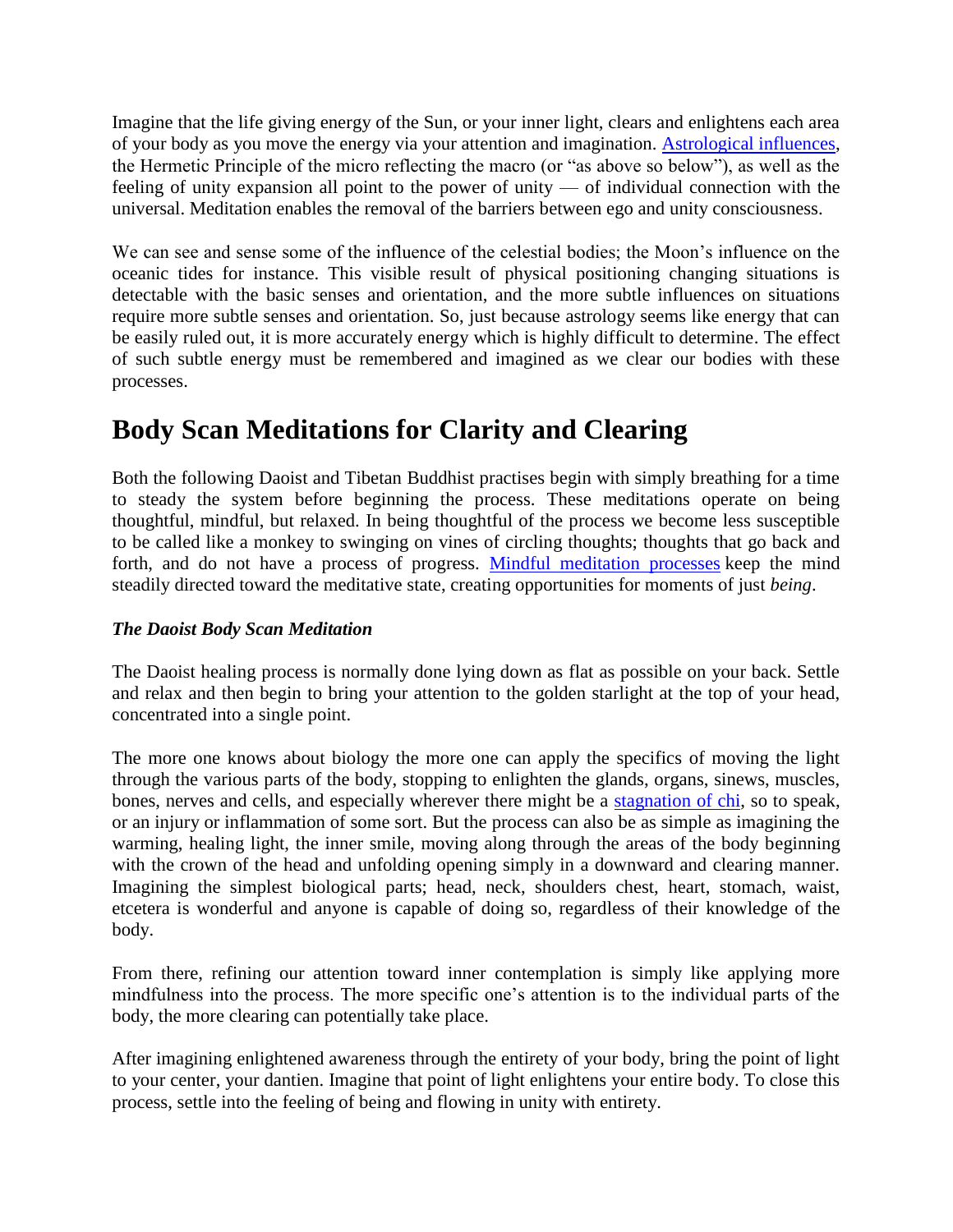Imagine that the life giving energy of the Sun, or your inner light, clears and enlightens each area of your body as you move the energy via your attention and imagination. [Astrological influences](), the Hermetic Principle of the micro reflecting the macro (or "as above so below"), as well as the feeling of unity expansion all point to the power of unity — of individual connection with the universal. Meditation enables the removal of the barriers between ego and unity consciousness.

We can see and sense some of the influence of the celestial bodies; the Moon's influence on the oceanic tides for instance. This visible result of physical positioning changing situations is detectable with the basic senses and orientation, and the more subtle influences on situations require more subtle senses and orientation. So, just because astrology seems like energy that can be easily ruled out, it is more accurately energy which is highly difficult to determine. The effect of such subtle energy must be remembered and imagined as we clear our bodies with these processes.

## Body Scan Meditations for Clarity and Clearing

Both the following Daoist and Tibetan Buddhist practises begin with simply breathing for a time to steady the system before beginning the process. These meditations operate on being thoughtful, mindful, but relaxed. In being thoughtful of the process we become less susceptible to be called like a monkey to swinging on vines of circling thoughts; thoughts that go back and forth, and do not have a process of progress. [Mindful meditation processes]() keep the mind steadily directed toward the meditative state, creating opportunities for moments of just *being*.

### ***The Daoist Body Scan Meditation***

The Daoist healing process is normally done lying down as flat as possible on your back. Settle and relax and then begin to bring your attention to the golden starlight at the top of your head, concentrated into a single point.

The more one knows about biology the more one can apply the specifics of moving the light through the various parts of the body, stopping to enlighten the glands, organs, sinews, muscles, bones, nerves and cells, and especially wherever there might be a [stagnation of chi](), so to speak, or an injury or inflammation of some sort. But the process can also be as simple as imagining the warming, healing light, the inner smile, moving along through the areas of the body beginning with the crown of the head and unfolding opening simply in a downward and clearing manner. Imagining the simplest biological parts; head, neck, shoulders chest, heart, stomach, waist, etcetera is wonderful and anyone is capable of doing so, regardless of their knowledge of the body.

From there, refining our attention toward inner contemplation is simply like applying more mindfulness into the process. The more specific one's attention is to the individual parts of the body, the more clearing can potentially take place.

After imagining enlightened awareness through the entirety of your body, bring the point of light to your center, your dantien. Imagine that point of light enlightens your entire body. To close this process, settle into the feeling of being and flowing in unity with entirety.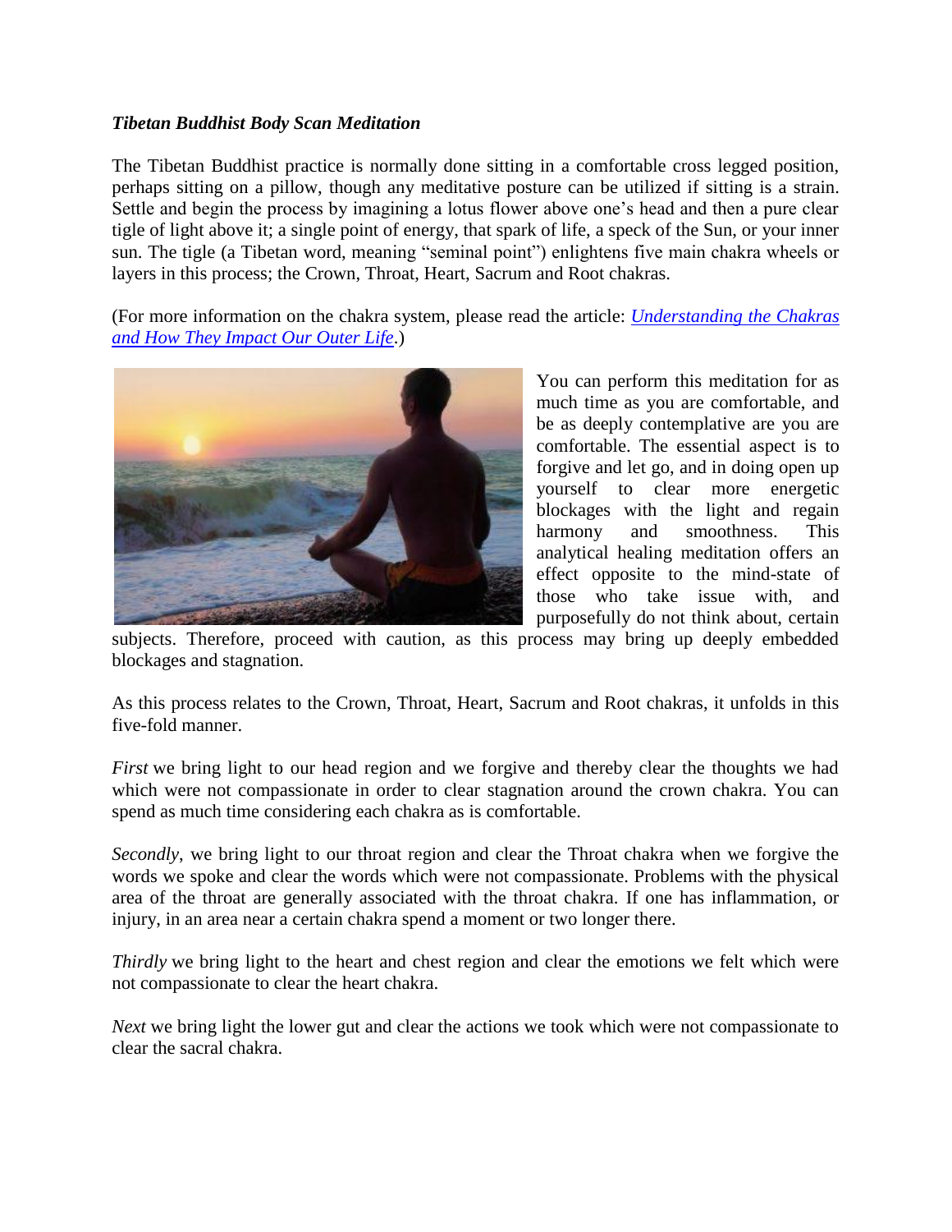***Tibetan Buddhist Body Scan Meditation***

The Tibetan Buddhist practice is normally done sitting in a comfortable cross legged position, perhaps sitting on a pillow, though any meditative posture can be utilized if sitting is a strain. Settle and begin the process by imagining a lotus flower above one's head and then a pure clear tigle of light above it; a single point of energy, that spark of life, a speck of the Sun, or your inner sun. The tigle (a Tibetan word, meaning "seminal point") enlightens five main chakra wheels or layers in this process; the Crown, Throat, Heart, Sacrum and Root chakras.

(For more information on the chakra system, please read the article: *Understanding the Chakras and How They Impact Our Outer Life*.)

You can perform this meditation for as much time as you are comfortable, and be as deeply contemplative are you are comfortable. The essential aspect is to forgive and let go, and in doing open up yourself to clear more energetic blockages with the light and regain harmony and smoothness. This analytical healing meditation offers an effect opposite to the mind-state of those who take issue with, and purposefully do not think about, certain subjects. Therefore, proceed with caution, as this process may bring up deeply embedded blockages and stagnation.

As this process relates to the Crown, Throat, Heart, Sacrum and Root chakras, it unfolds in this five-fold manner.

*First* we bring light to our head region and we forgive and thereby clear the thoughts we had which were not compassionate in order to clear stagnation around the crown chakra. You can spend as much time considering each chakra as is comfortable.

*Secondly*, we bring light to our throat region and clear the Throat chakra when we forgive the words we spoke and clear the words which were not compassionate. Problems with the physical area of the throat are generally associated with the throat chakra. If one has inflammation, or injury, in an area near a certain chakra spend a moment or two longer there.

*Thirdly* we bring light to the heart and chest region and clear the emotions we felt which were not compassionate to clear the heart chakra.

*Next* we bring light the lower gut and clear the actions we took which were not compassionate to clear the sacral chakra.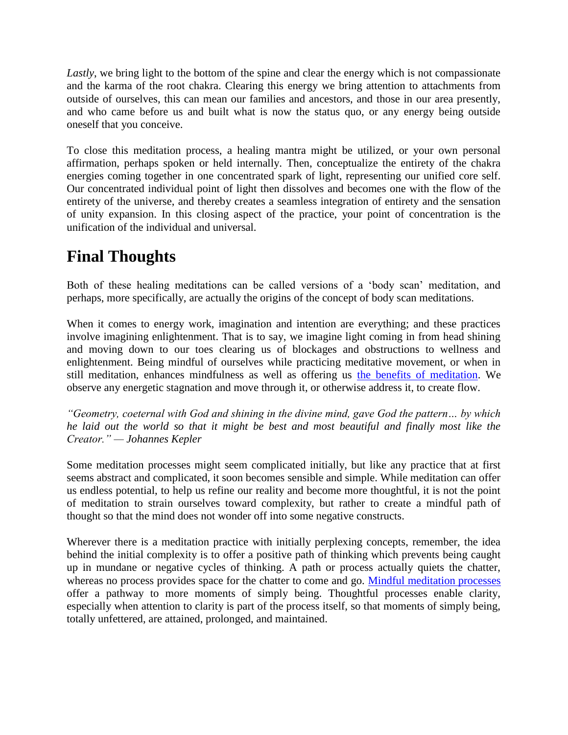*Lastly*, we bring light to the bottom of the spine and clear the energy which is not compassionate and the karma of the root chakra. Clearing this energy we bring attention to attachments from outside of ourselves, this can mean our families and ancestors, and those in our area presently, and who came before us and built what is now the status quo, or any energy being outside oneself that you conceive.

To close this meditation process, a healing mantra might be utilized, or your own personal affirmation, perhaps spoken or held internally. Then, conceptualize the entirety of the chakra energies coming together in one concentrated spark of light, representing our unified core self. Our concentrated individual point of light then dissolves and becomes one with the flow of the entirety of the universe, and thereby creates a seamless integration of entirety and the sensation of unity expansion. In this closing aspect of the practice, your point of concentration is the unification of the individual and universal.

## Final Thoughts

Both of these healing meditations can be called versions of a 'body scan' meditation, and perhaps, more specifically, are actually the origins of the concept of body scan meditations.

When it comes to energy work, imagination and intention are everything; and these practices involve imagining enlightenment. That is to say, we imagine light coming in from head shining and moving down to our toes clearing us of blockages and obstructions to wellness and enlightenment. Being mindful of ourselves while practicing meditative movement, or when in still meditation, enhances mindfulness as well as offering us [the benefits of meditation](). We observe any energetic stagnation and move through it, or otherwise address it, to create flow.

*"Geometry, coeternal with God and shining in the divine mind, gave God the pattern… by which he laid out the world so that it might be best and most beautiful and finally most like the Creator." — Johannes Kepler*

Some meditation processes might seem complicated initially, but like any practice that at first seems abstract and complicated, it soon becomes sensible and simple. While meditation can offer us endless potential, to help us refine our reality and become more thoughtful, it is not the point of meditation to strain ourselves toward complexity, but rather to create a mindful path of thought so that the mind does not wonder off into some negative constructs.

Wherever there is a meditation practice with initially perplexing concepts, remember, the idea behind the initial complexity is to offer a positive path of thinking which prevents being caught up in mundane or negative cycles of thinking. A path or process actually quiets the chatter, whereas no process provides space for the chatter to come and go. [Mindful meditation processes]() offer a pathway to more moments of simply being. Thoughtful processes enable clarity, especially when attention to clarity is part of the process itself, so that moments of simply being, totally unfettered, are attained, prolonged, and maintained.